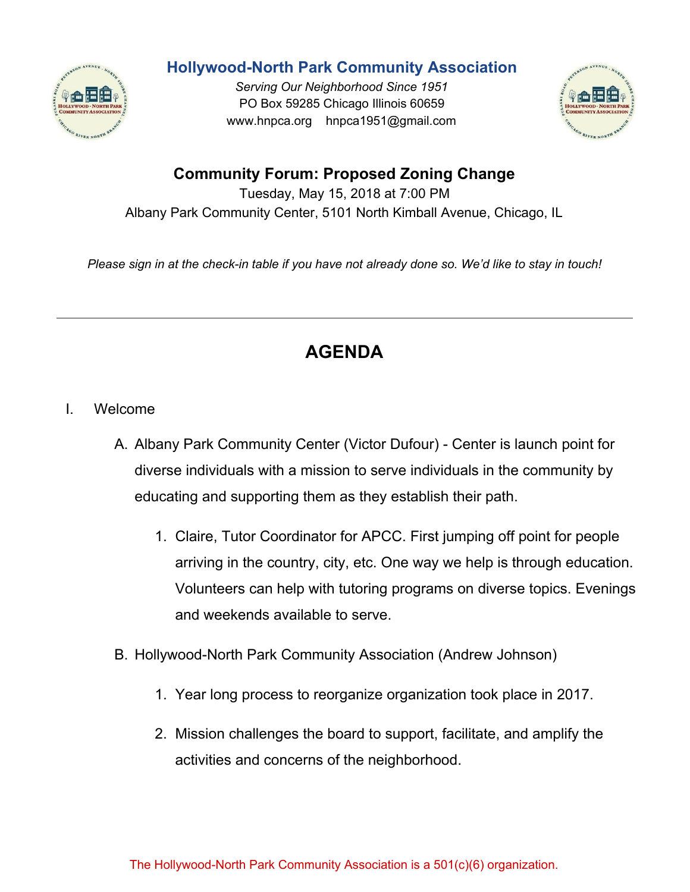# Hollywood-North Park Community Association

*Serving Our Neighborhood Since 1951*
PO Box 59285 Chicago Illinois 60659
www.hnpca.org hnpca1951@gmail.com

## Community Forum: Proposed Zoning Change

Tuesday, May 15, 2018 at 7:00 PM
Albany Park Community Center, 5101 North Kimball Avenue, Chicago, IL

*Please sign in at the check-in table if you have not already done so. We'd like to stay in touch!*

---

## AGENDA

I. Welcome

   A. Albany Park Community Center (Victor Dufour) - Center is launch point for diverse individuals with a mission to serve individuals in the community by educating and supporting them as they establish their path.

      1. Claire, Tutor Coordinator for APCC. First jumping off point for people arriving in the country, city, etc. One way we help is through education. Volunteers can help with tutoring programs on diverse topics. Evenings and weekends available to serve.

   B. Hollywood-North Park Community Association (Andrew Johnson)

      1. Year long process to reorganize organization took place in 2017.

      2. Mission challenges the board to support, facilitate, and amplify the activities and concerns of the neighborhood.

The Hollywood-North Park Community Association is a 501(c)(6) organization.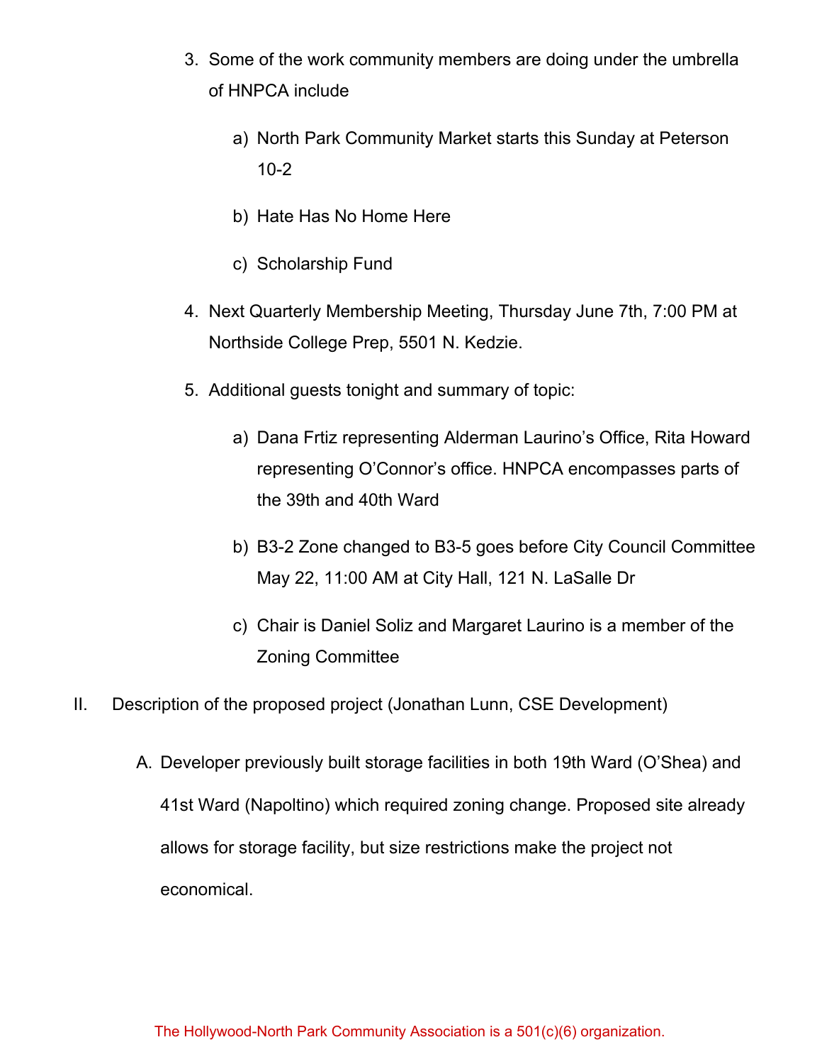3. Some of the work community members are doing under the umbrella of HNPCA include

    a) North Park Community Market starts this Sunday at Peterson 10-2

    b) Hate Has No Home Here

    c) Scholarship Fund

4. Next Quarterly Membership Meeting, Thursday June 7th, 7:00 PM at Northside College Prep, 5501 N. Kedzie.

5. Additional guests tonight and summary of topic:

    a) Dana Frtiz representing Alderman Laurino's Office, Rita Howard representing O'Connor's office. HNPCA encompasses parts of the 39th and 40th Ward

    b) B3-2 Zone changed to B3-5 goes before City Council Committee May 22, 11:00 AM at City Hall, 121 N. LaSalle Dr

    c) Chair is Daniel Soliz and Margaret Laurino is a member of the Zoning Committee

II. Description of the proposed project (Jonathan Lunn, CSE Development)

   A. Developer previously built storage facilities in both 19th Ward (O'Shea) and 41st Ward (Napoltino) which required zoning change. Proposed site already allows for storage facility, but size restrictions make the project not economical.

The Hollywood-North Park Community Association is a 501(c)(6) organization.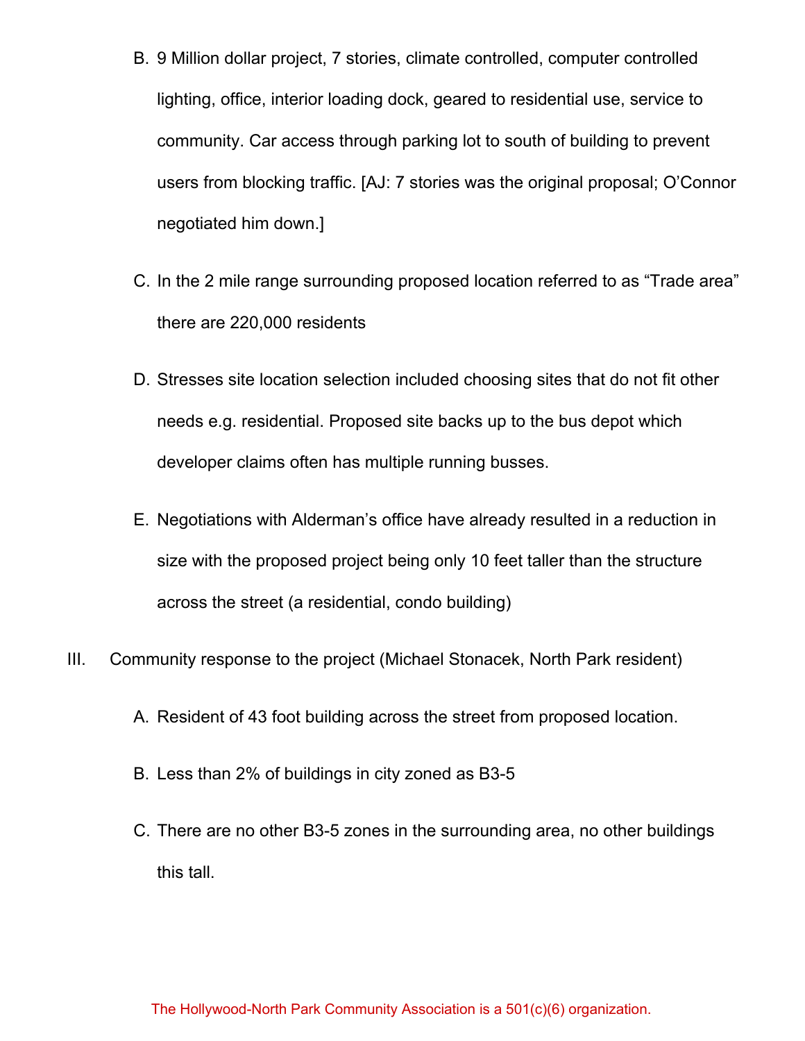B. 9 Million dollar project, 7 stories, climate controlled, computer controlled lighting, office, interior loading dock, geared to residential use, service to community. Car access through parking lot to south of building to prevent users from blocking traffic. [AJ: 7 stories was the original proposal; O'Connor negotiated him down.]

C. In the 2 mile range surrounding proposed location referred to as "Trade area" there are 220,000 residents

D. Stresses site location selection included choosing sites that do not fit other needs e.g. residential. Proposed site backs up to the bus depot which developer claims often has multiple running busses.

E. Negotiations with Alderman's office have already resulted in a reduction in size with the proposed project being only 10 feet taller than the structure across the street (a residential, condo building)

III. Community response to the project (Michael Stonacek, North Park resident)

A. Resident of 43 foot building across the street from proposed location.

B. Less than 2% of buildings in city zoned as B3-5

C. There are no other B3-5 zones in the surrounding area, no other buildings this tall.

The Hollywood-North Park Community Association is a 501(c)(6) organization.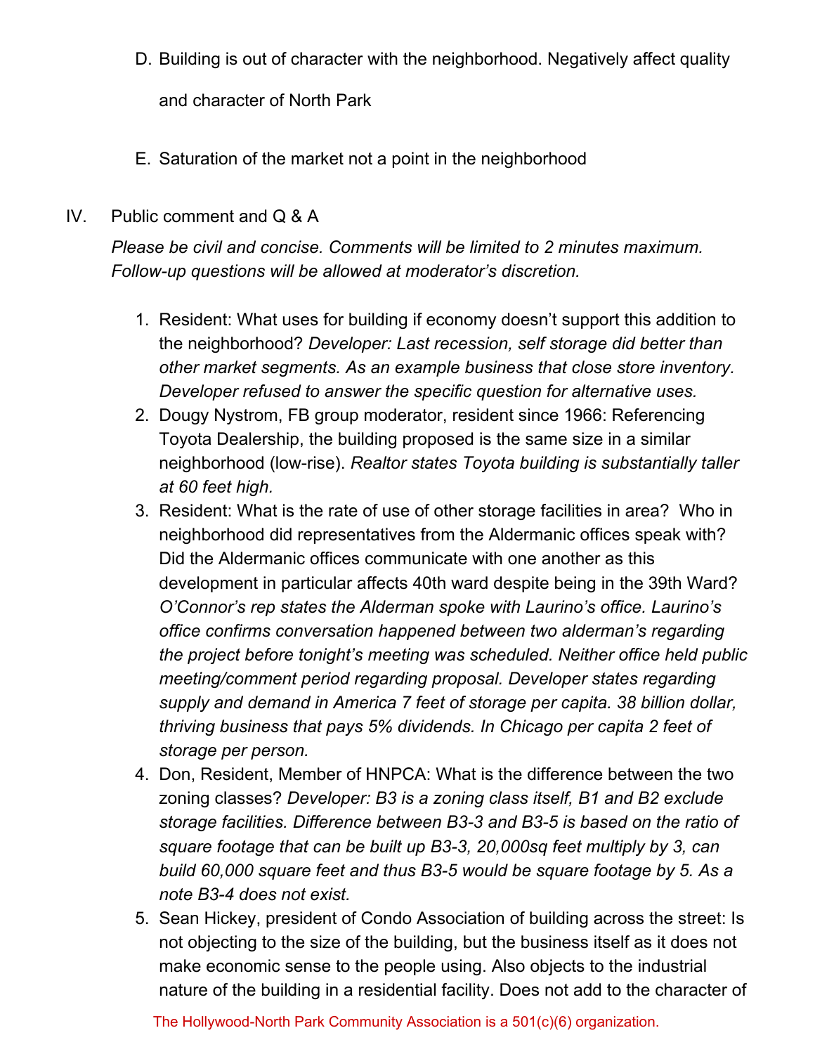D. Building is out of character with the neighborhood. Negatively affect quality and character of North Park

E. Saturation of the market not a point in the neighborhood

IV. Public comment and Q & A

*Please be civil and concise. Comments will be limited to 2 minutes maximum. Follow-up questions will be allowed at moderator's discretion.*

1. Resident: What uses for building if economy doesn't support this addition to the neighborhood? *Developer: Last recession, self storage did better than other market segments. As an example business that close store inventory. Developer refused to answer the specific question for alternative uses.*
2. Dougy Nystrom, FB group moderator, resident since 1966: Referencing Toyota Dealership, the building proposed is the same size in a similar neighborhood (low-rise). *Realtor states Toyota building is substantially taller at 60 feet high.*
3. Resident: What is the rate of use of other storage facilities in area? Who in neighborhood did representatives from the Aldermanic offices speak with? Did the Aldermanic offices communicate with one another as this development in particular affects 40th ward despite being in the 39th Ward? *O'Connor's rep states the Alderman spoke with Laurino's office. Laurino's office confirms conversation happened between two alderman's regarding the project before tonight's meeting was scheduled. Neither office held public meeting/comment period regarding proposal. Developer states regarding supply and demand in America 7 feet of storage per capita. 38 billion dollar, thriving business that pays 5% dividends. In Chicago per capita 2 feet of storage per person.*
4. Don, Resident, Member of HNPCA: What is the difference between the two zoning classes? *Developer: B3 is a zoning class itself, B1 and B2 exclude storage facilities. Difference between B3-3 and B3-5 is based on the ratio of square footage that can be built up B3-3, 20,000sq feet multiply by 3, can build 60,000 square feet and thus B3-5 would be square footage by 5. As a note B3-4 does not exist.*
5. Sean Hickey, president of Condo Association of building across the street: Is not objecting to the size of the building, but the business itself as it does not make economic sense to the people using. Also objects to the industrial nature of the building in a residential facility. Does not add to the character of

The Hollywood-North Park Community Association is a 501(c)(6) organization.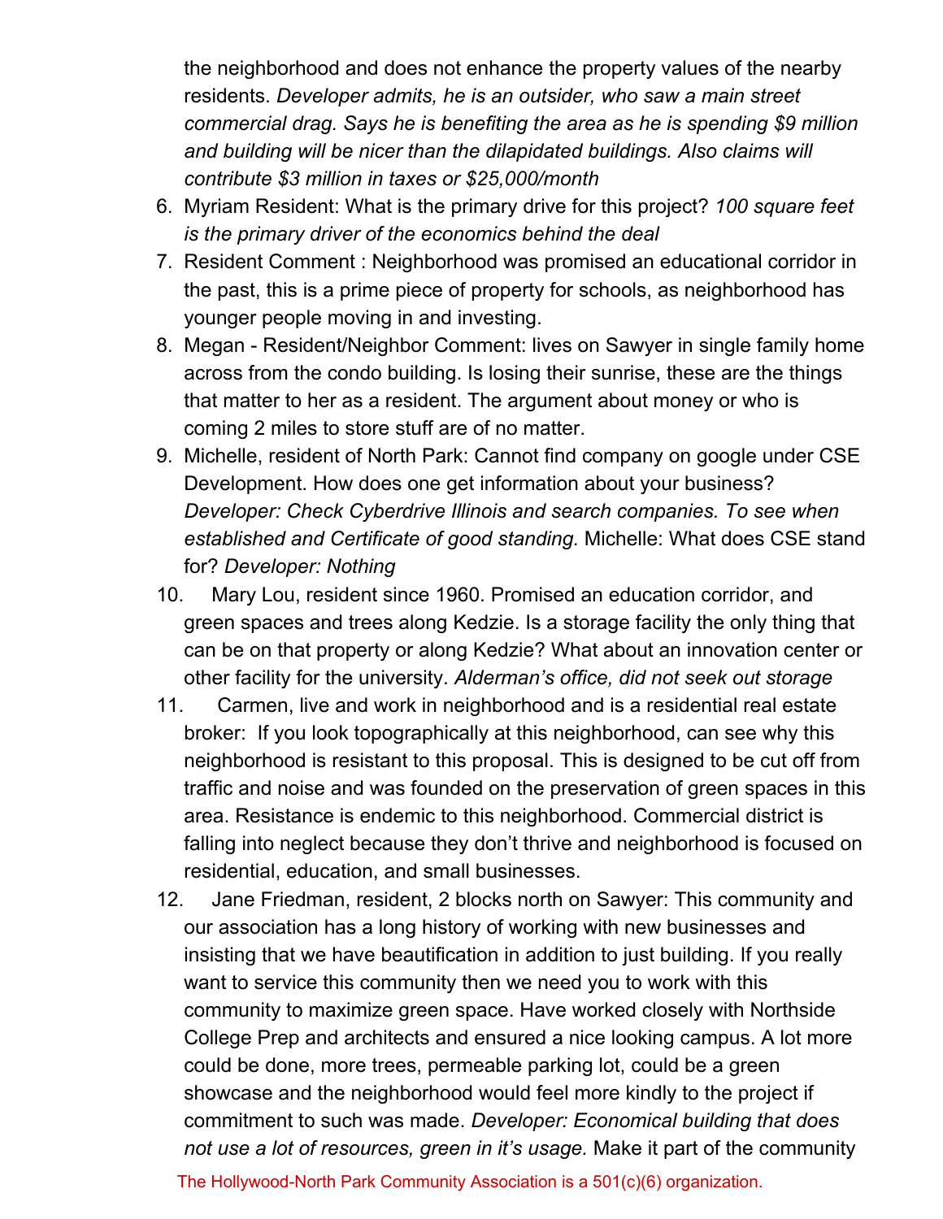the neighborhood and does not enhance the property values of the nearby residents. *Developer admits, he is an outsider, who saw a main street commercial drag. Says he is benefiting the area as he is spending $9 million and building will be nicer than the dilapidated buildings. Also claims will contribute $3 million in taxes or $25,000/month*

6. Myriam Resident: What is the primary drive for this project? *100 square feet is the primary driver of the economics behind the deal*
7. Resident Comment : Neighborhood was promised an educational corridor in the past, this is a prime piece of property for schools, as neighborhood has younger people moving in and investing.
8. Megan - Resident/Neighbor Comment: lives on Sawyer in single family home across from the condo building. Is losing their sunrise, these are the things that matter to her as a resident. The argument about money or who is coming 2 miles to store stuff are of no matter.
9. Michelle, resident of North Park: Cannot find company on google under CSE Development. How does one get information about your business? *Developer: Check Cyberdrive Illinois and search companies. To see when established and Certificate of good standing.* Michelle: What does CSE stand for? *Developer: Nothing*
10. Mary Lou, resident since 1960. Promised an education corridor, and green spaces and trees along Kedzie. Is a storage facility the only thing that can be on that property or along Kedzie? What about an innovation center or other facility for the university. *Alderman's office, did not seek out storage*
11. Carmen, live and work in neighborhood and is a residential real estate broker: If you look topographically at this neighborhood, can see why this neighborhood is resistant to this proposal. This is designed to be cut off from traffic and noise and was founded on the preservation of green spaces in this area. Resistance is endemic to this neighborhood. Commercial district is falling into neglect because they don't thrive and neighborhood is focused on residential, education, and small businesses.
12. Jane Friedman, resident, 2 blocks north on Sawyer: This community and our association has a long history of working with new businesses and insisting that we have beautification in addition to just building. If you really want to service this community then we need you to work with this community to maximize green space. Have worked closely with Northside College Prep and architects and ensured a nice looking campus. A lot more could be done, more trees, permeable parking lot, could be a green showcase and the neighborhood would feel more kindly to the project if commitment to such was made. *Developer: Economical building that does not use a lot of resources, green in it's usage.* Make it part of the community

The Hollywood-North Park Community Association is a 501(c)(6) organization.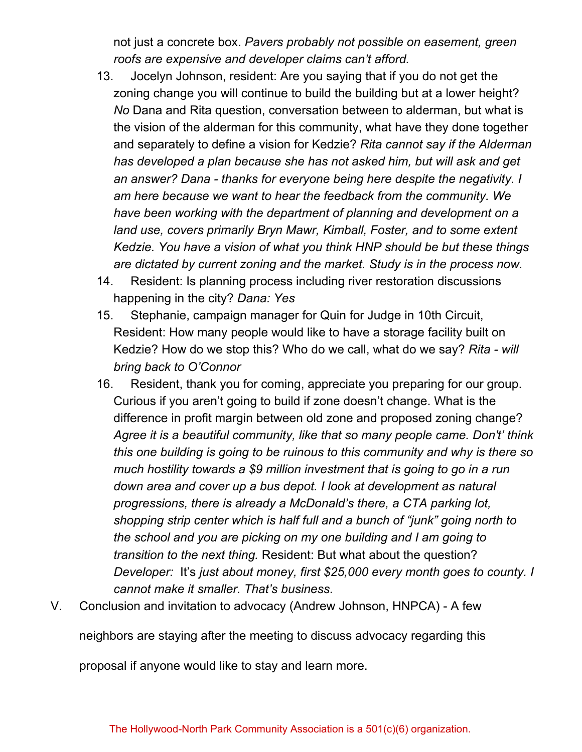not just a concrete box. *Pavers probably not possible on easement, green roofs are expensive and developer claims can't afford.*

13. Jocelyn Johnson, resident: Are you saying that if you do not get the zoning change you will continue to build the building but at a lower height? *No* Dana and Rita question, conversation between to alderman, but what is the vision of the alderman for this community, what have they done together and separately to define a vision for Kedzie? *Rita cannot say if the Alderman has developed a plan because she has not asked him, but will ask and get an answer? Dana - thanks for everyone being here despite the negativity. I am here because we want to hear the feedback from the community. We have been working with the department of planning and development on a land use, covers primarily Bryn Mawr, Kimball, Foster, and to some extent Kedzie. You have a vision of what you think HNP should be but these things are dictated by current zoning and the market. Study is in the process now.*
14. Resident: Is planning process including river restoration discussions happening in the city? *Dana: Yes*
15. Stephanie, campaign manager for Quin for Judge in 10th Circuit, Resident: How many people would like to have a storage facility built on Kedzie? How do we stop this? Who do we call, what do we say? *Rita - will bring back to O'Connor*
16. Resident, thank you for coming, appreciate you preparing for our group. Curious if you aren't going to build if zone doesn't change. What is the difference in profit margin between old zone and proposed zoning change? *Agree it is a beautiful community, like that so many people came. Don't' think this one building is going to be ruinous to this community and why is there so much hostility towards a $9 million investment that is going to go in a run down area and cover up a bus depot. I look at development as natural progressions, there is already a McDonald's there, a CTA parking lot, shopping strip center which is half full and a bunch of "junk" going north to the school and you are picking on my one building and I am going to transition to the next thing.* Resident: But what about the question? *Developer:* It's *just about money, first $25,000 every month goes to county. I cannot make it smaller. That's business.*

V. Conclusion and invitation to advocacy (Andrew Johnson, HNPCA) - A few neighbors are staying after the meeting to discuss advocacy regarding this proposal if anyone would like to stay and learn more.

The Hollywood-North Park Community Association is a 501(c)(6) organization.